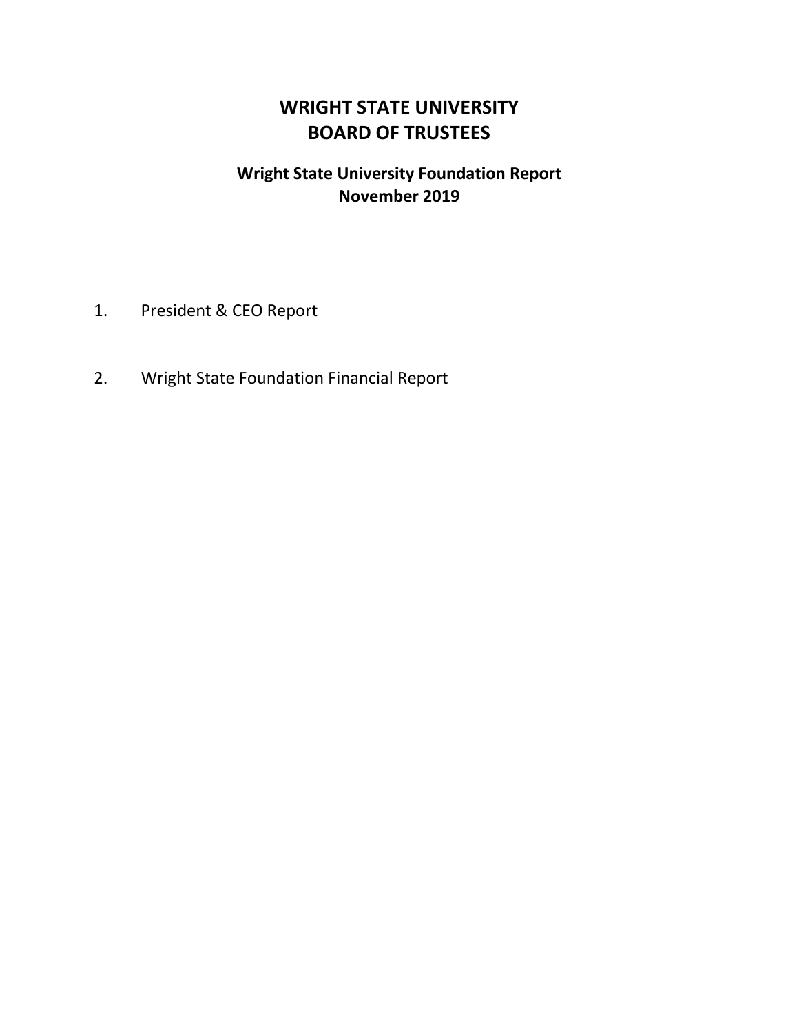# WRIGHT STATE UNIVERSITY
# BOARD OF TRUSTEES

## Wright State University Foundation Report
## November 2019

1. President & CEO Report

2. Wright State Foundation Financial Report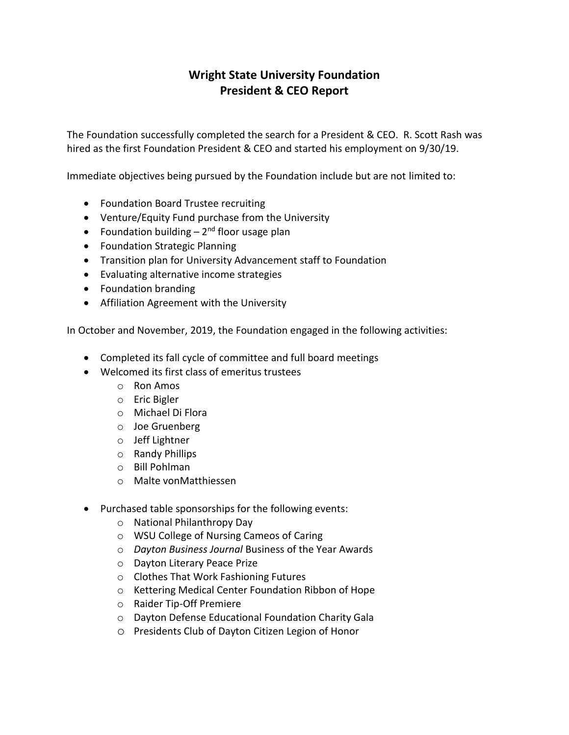# Wright State University Foundation
# President & CEO Report

The Foundation successfully completed the search for a President & CEO. R. Scott Rash was hired as the first Foundation President & CEO and started his employment on 9/30/19.

Immediate objectives being pursued by the Foundation include but are not limited to:

- Foundation Board Trustee recruiting
- Venture/Equity Fund purchase from the University
- Foundation building – 2nd floor usage plan
- Foundation Strategic Planning
- Transition plan for University Advancement staff to Foundation
- Evaluating alternative income strategies
- Foundation branding
- Affiliation Agreement with the University

In October and November, 2019, the Foundation engaged in the following activities:

- Completed its fall cycle of committee and full board meetings
- Welcomed its first class of emeritus trustees
  - Ron Amos
  - Eric Bigler
  - Michael Di Flora
  - Joe Gruenberg
  - Jeff Lightner
  - Randy Phillips
  - Bill Pohlman
  - Malte vonMatthiessen
- Purchased table sponsorships for the following events:
  - National Philanthropy Day
  - WSU College of Nursing Cameos of Caring
  - *Dayton Business Journal* Business of the Year Awards
  - Dayton Literary Peace Prize
  - Clothes That Work Fashioning Futures
  - Kettering Medical Center Foundation Ribbon of Hope
  - Raider Tip-Off Premiere
  - Dayton Defense Educational Foundation Charity Gala
  - Presidents Club of Dayton Citizen Legion of Honor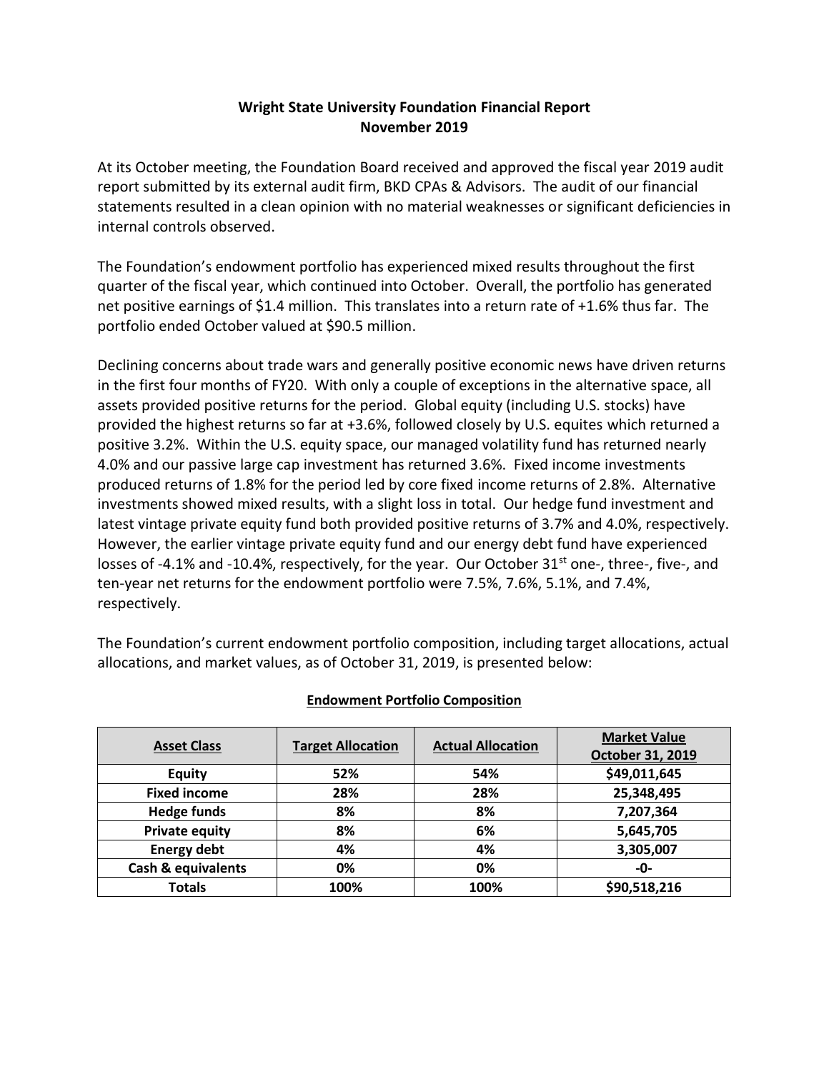**Wright State University Foundation Financial Report**
**November 2019**

At its October meeting, the Foundation Board received and approved the fiscal year 2019 audit report submitted by its external audit firm, BKD CPAs & Advisors. The audit of our financial statements resulted in a clean opinion with no material weaknesses or significant deficiencies in internal controls observed.

The Foundation's endowment portfolio has experienced mixed results throughout the first quarter of the fiscal year, which continued into October. Overall, the portfolio has generated net positive earnings of $1.4 million. This translates into a return rate of +1.6% thus far. The portfolio ended October valued at $90.5 million.

Declining concerns about trade wars and generally positive economic news have driven returns in the first four months of FY20. With only a couple of exceptions in the alternative space, all assets provided positive returns for the period. Global equity (including U.S. stocks) have provided the highest returns so far at +3.6%, followed closely by U.S. equites which returned a positive 3.2%. Within the U.S. equity space, our managed volatility fund has returned nearly 4.0% and our passive large cap investment has returned 3.6%. Fixed income investments produced returns of 1.8% for the period led by core fixed income returns of 2.8%. Alternative investments showed mixed results, with a slight loss in total. Our hedge fund investment and latest vintage private equity fund both provided positive returns of 3.7% and 4.0%, respectively. However, the earlier vintage private equity fund and our energy debt fund have experienced losses of -4.1% and -10.4%, respectively, for the year. Our October 31st one-, three-, five-, and ten-year net returns for the endowment portfolio were 7.5%, 7.6%, 5.1%, and 7.4%, respectively.

The Foundation's current endowment portfolio composition, including target allocations, actual allocations, and market values, as of October 31, 2019, is presented below:

**Endowment Portfolio Composition**

| Asset Class | Target Allocation | Actual Allocation | Market Value October 31, 2019 |
|---|---|---|---|
| **Equity** | **52%** | **54%** | **$49,011,645** |
| **Fixed income** | **28%** | **28%** | **25,348,495** |
| **Hedge funds** | **8%** | **8%** | **7,207,364** |
| **Private equity** | **8%** | **6%** | **5,645,705** |
| **Energy debt** | **4%** | **4%** | **3,305,007** |
| **Cash & equivalents** | **0%** | **0%** | **-0-** |
| **Totals** | **100%** | **100%** | **$90,518,216** |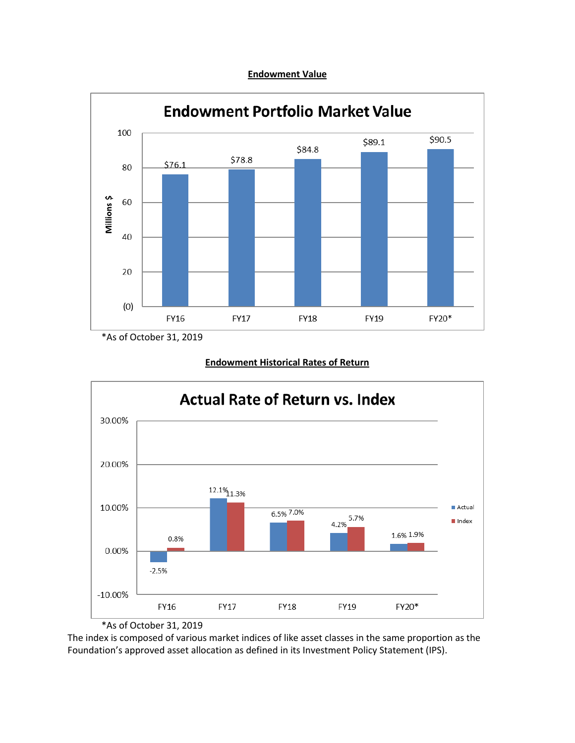**Endowment Value**

Endowment Portfolio Market Value

Millions $

100
80
60
40
20
(0)

$76.1
$78.8
$84.8
$89.1
$90.5

FY16
FY17
FY18
FY19
FY20*

*As of October 31, 2019

**Endowment Historical Rates of Return**

Actual Rate of Return vs. Index

30.00%
20.00%
10.00%
0.00%
-10.00%

-2.5%
0.8%
12.1%
11.3%
6.5%
7.0%
4.2%
5.7%
1.6%
1.9%

FY16
FY17
FY18
FY19
FY20*

Actual
Index

*As of October 31, 2019

The index is composed of various market indices of like asset classes in the same proportion as the Foundation's approved asset allocation as defined in its Investment Policy Statement (IPS).